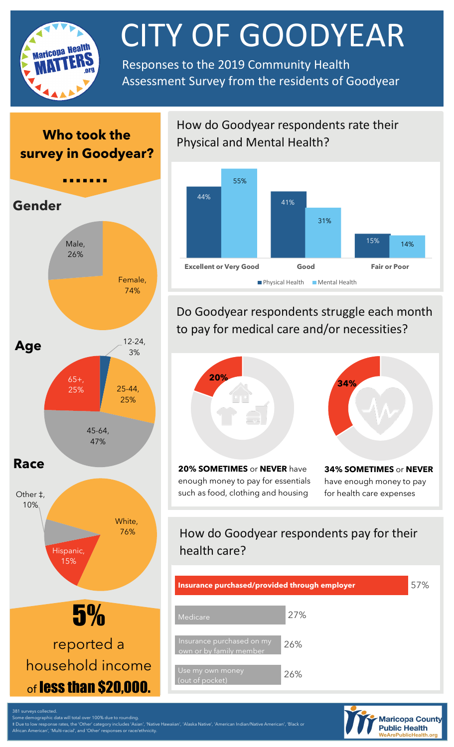# CITY OF GOODYEAR

Responses to the 2019 Community Health Assessment Survey from the residents of Goodyear

## Who took the survey in Goodyear?

### Gender

- Male, 26%
- Female, 74%

### Age

- 12-24, 3%
- 25-44, 25%
- 45-64, 47%
- 65+, 25%

### Race

- White, 76%
- Hispanic, 15%
- Other ‡, 10%

**5%** reported a household income of **less than $20,000.**

## How do Goodyear respondents rate their Physical and Mental Health?

| | Physical Health | Mental Health |
|---|---|---|
| Excellent or Very Good | 44% | 55% |
| Good | 41% | 31% |
| Fair or Poor | 15% | 14% |

## Do Goodyear respondents struggle each month to pay for medical care and/or necessities?

**20% SOMETIMES** or **NEVER** have enough money to pay for essentials such as food, clothing and housing

**34% SOMETIMES** or **NEVER** have enough money to pay for health care expenses

## How do Goodyear respondents pay for their health care?

| Payment method | Percent |
|---|---|
| **Insurance purchased/provided through employer** | 57% |
| Medicare | 27% |
| Insurance purchased on my own or by family member | 26% |
| Use my own money (out of pocket) | 26% |

381 surveys collected.
Some demographic data will total over 100% due to rounding.
‡ Due to low response rates, the 'Other' category includes 'Asian', 'Native Hawaiian', 'Alaska Native', 'American Indian/Native American', 'Black or African American', 'Multi-racial', and 'Other' responses or race/ethnicity.

Maricopa County Public Health WeArePublicHealth.org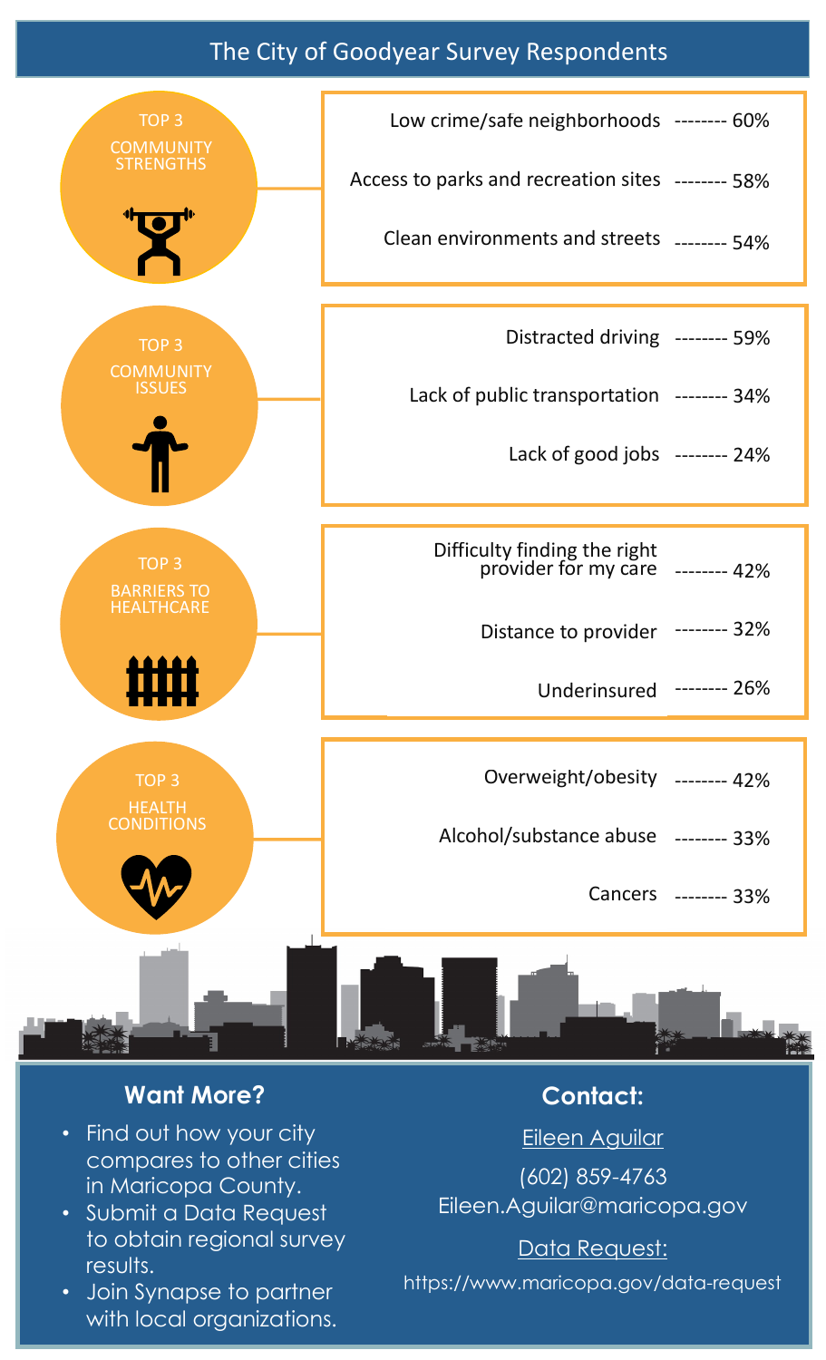# The City of Goodyear Survey Respondents

## TOP 3 COMMUNITY STRENGTHS

- Low crime/safe neighborhoods -------- 60%
- Access to parks and recreation sites -------- 58%
- Clean environments and streets -------- 54%

## TOP 3 COMMUNITY ISSUES

- Distracted driving -------- 59%
- Lack of public transportation -------- 34%
- Lack of good jobs -------- 24%

## TOP 3 BARRIERS TO HEALTHCARE

- Difficulty finding the right provider for my care -------- 42%
- Distance to provider -------- 32%
- Underinsured -------- 26%

## TOP 3 HEALTH CONDITIONS

- Overweight/obesity -------- 42%
- Alcohol/substance abuse -------- 33%
- Cancers -------- 33%

## Want More?

- Find out how your city compares to other cities in Maricopa County.
- Submit a Data Request to obtain regional survey results.
- Join Synapse to partner with local organizations.

## Contact:

Eileen Aguilar

(602) 859-4763

Eileen.Aguilar@maricopa.gov

Data Request:

https://www.maricopa.gov/data-request